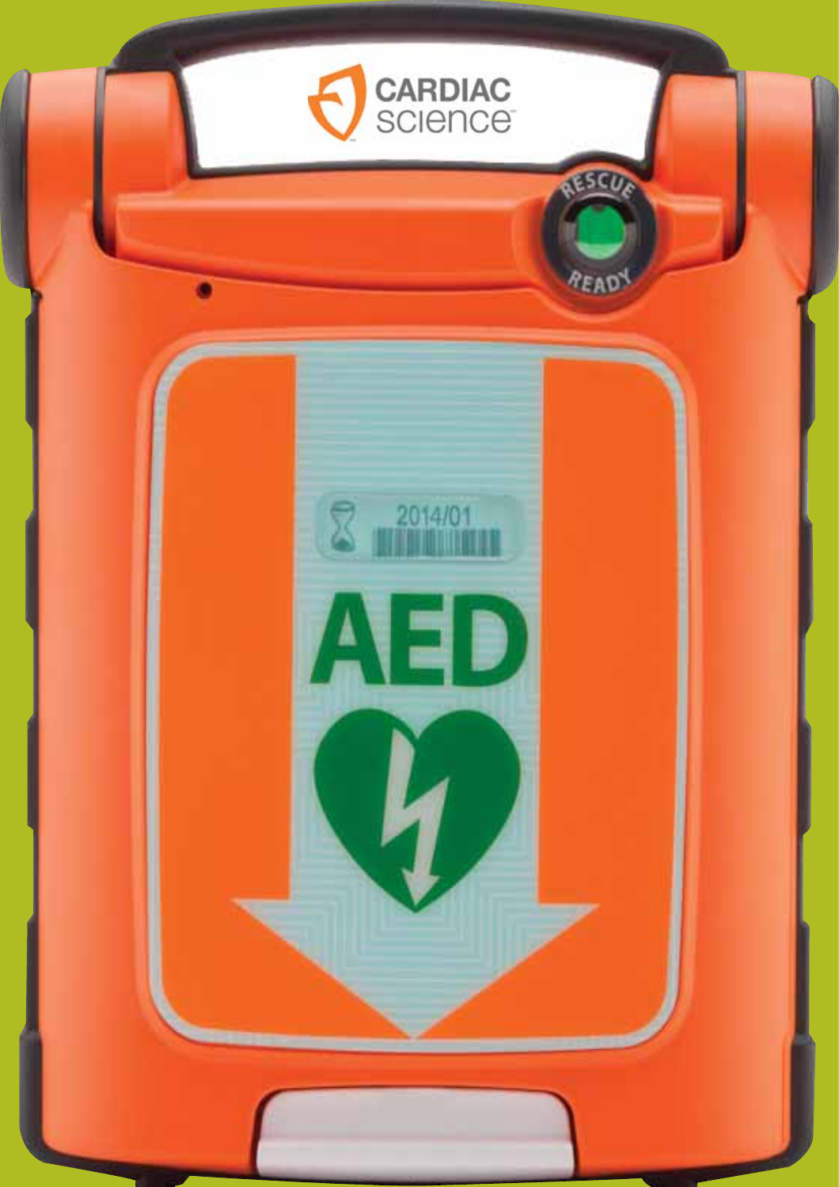CARDIAC science

RESCUE READY

2014/01

AED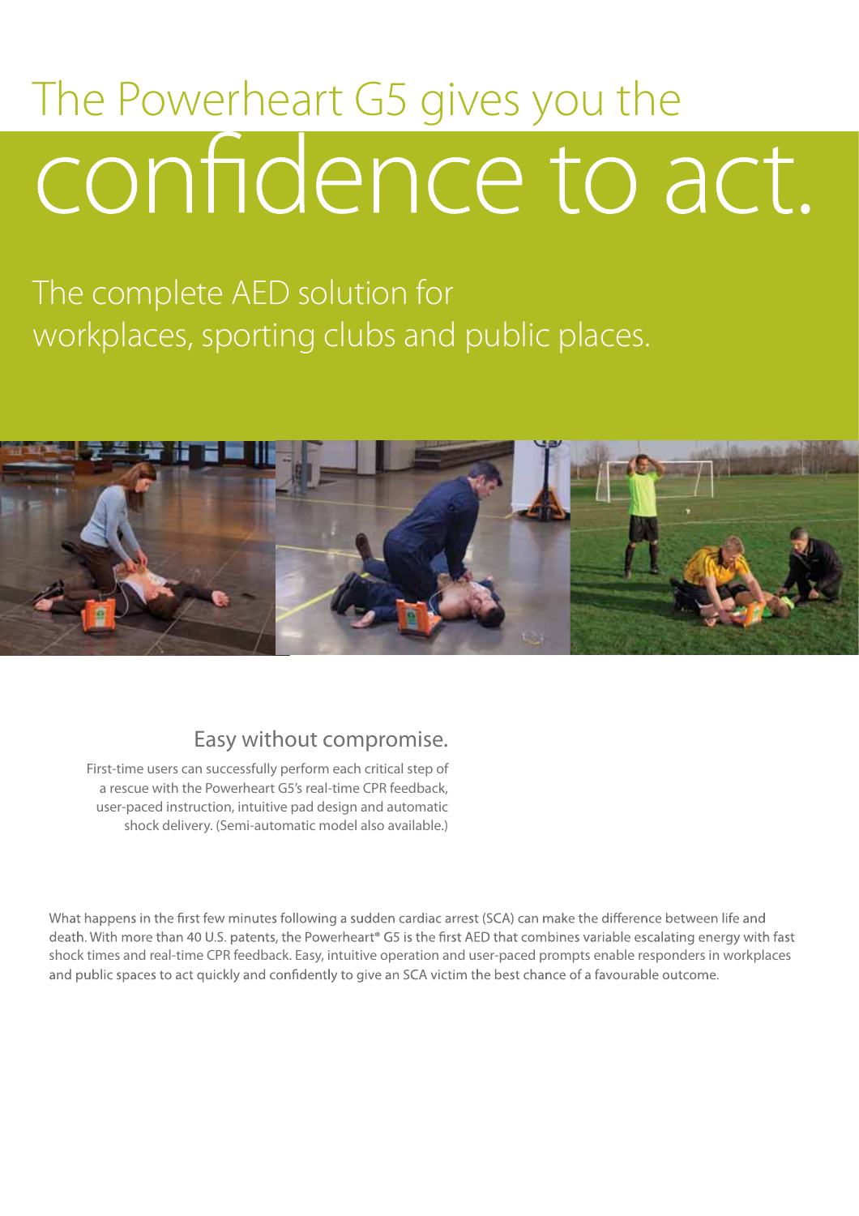# The Powerheart G5 gives you the confidence to act.

The complete AED solution for workplaces, sporting clubs and public places.

## Easy without compromise.

First-time users can successfully perform each critical step of a rescue with the Powerheart G5's real-time CPR feedback, user-paced instruction, intuitive pad design and automatic shock delivery. (Semi-automatic model also available.)

What happens in the first few minutes following a sudden cardiac arrest (SCA) can make the difference between life and death. With more than 40 U.S. patents, the Powerheart® G5 is the first AED that combines variable escalating energy with fast shock times and real-time CPR feedback. Easy, intuitive operation and user-paced prompts enable responders in workplaces and public spaces to act quickly and confidently to give an SCA victim the best chance of a favourable outcome.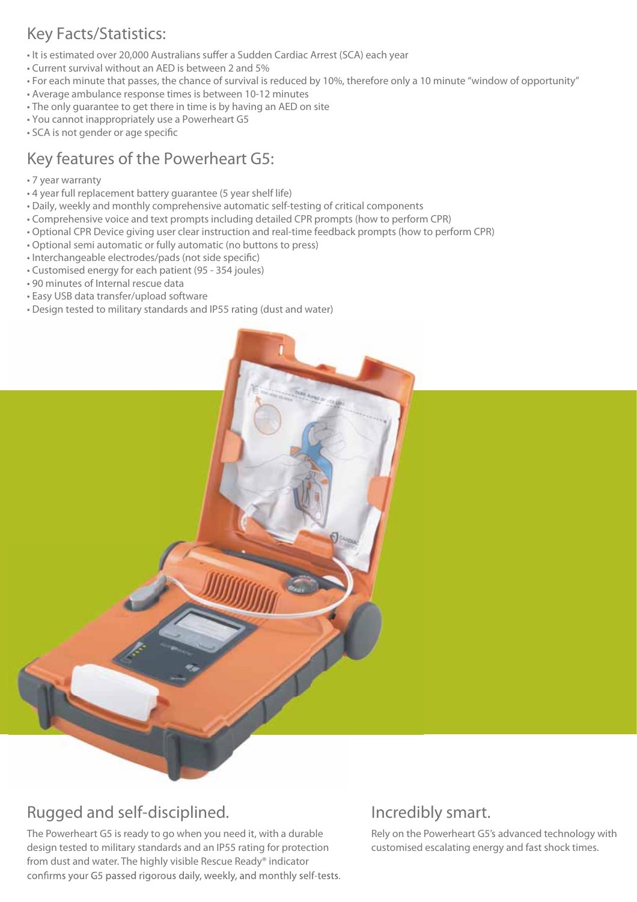## Key Facts/Statistics:

- It is estimated over 20,000 Australians suffer a Sudden Cardiac Arrest (SCA) each year
- Current survival without an AED is between 2 and 5%
- For each minute that passes, the chance of survival is reduced by 10%, therefore only a 10 minute "window of opportunity"
- Average ambulance response times is between 10-12 minutes
- The only guarantee to get there in time is by having an AED on site
- You cannot inappropriately use a Powerheart G5
- SCA is not gender or age specific

## Key features of the Powerheart G5:

- 7 year warranty
- 4 year full replacement battery guarantee (5 year shelf life)
- Daily, weekly and monthly comprehensive automatic self-testing of critical components
- Comprehensive voice and text prompts including detailed CPR prompts (how to perform CPR)
- Optional CPR Device giving user clear instruction and real-time feedback prompts (how to perform CPR)
- Optional semi automatic or fully automatic (no buttons to press)
- Interchangeable electrodes/pads (not side specific)
- Customised energy for each patient (95 - 354 joules)
- 90 minutes of Internal rescue data
- Easy USB data transfer/upload software
- Design tested to military standards and IP55 rating (dust and water)

## Rugged and self-disciplined.

The Powerheart G5 is ready to go when you need it, with a durable design tested to military standards and an IP55 rating for protection from dust and water. The highly visible Rescue Ready® indicator confirms your G5 passed rigorous daily, weekly, and monthly self-tests.

## Incredibly smart.

Rely on the Powerheart G5's advanced technology with customised escalating energy and fast shock times.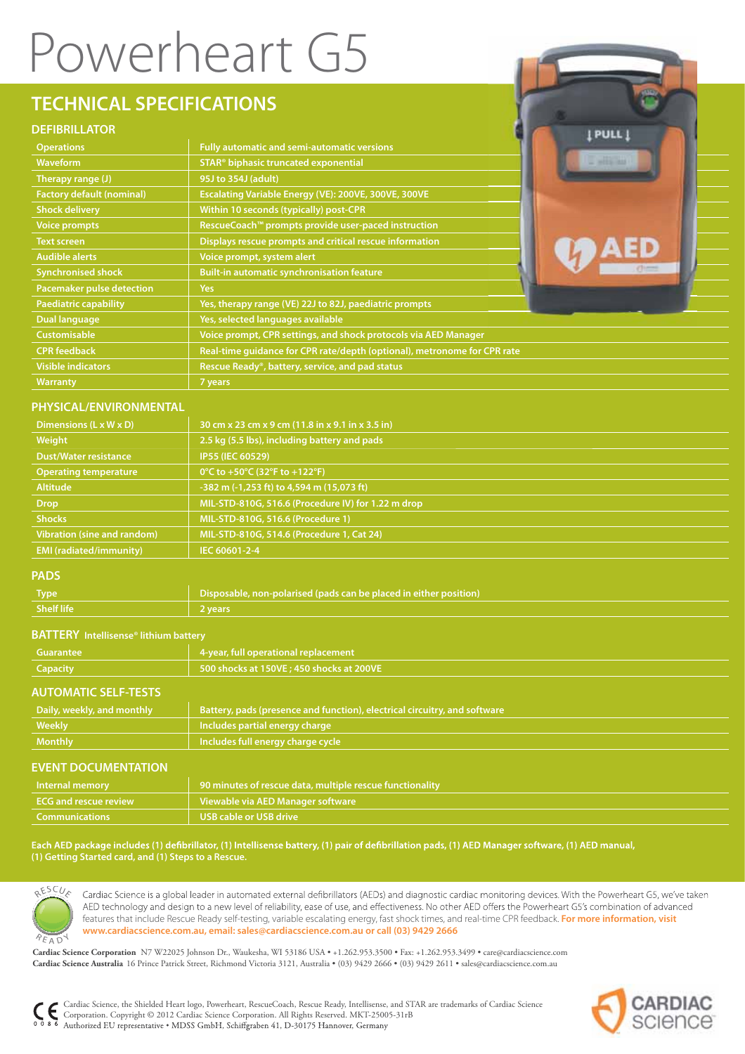# Powerheart G5

## TECHNICAL SPECIFICATIONS

### DEFIBRILLATOR

| | |
|---|---|
| Operations | Fully automatic and semi-automatic versions |
| Waveform | STAR® biphasic truncated exponential |
| Therapy range (J) | 95J to 354J (adult) |
| Factory default (nominal) | Escalating Variable Energy (VE): 200VE, 300VE, 300VE |
| Shock delivery | Within 10 seconds (typically) post-CPR |
| Voice prompts | RescueCoach™ prompts provide user-paced instruction |
| Text screen | Displays rescue prompts and critical rescue information |
| Audible alerts | Voice prompt, system alert |
| Synchronised shock | Built-in automatic synchronisation feature |
| Pacemaker pulse detection | Yes |
| Paediatric capability | Yes, therapy range (VE) 22J to 82J, paediatric prompts |
| Dual language | Yes, selected languages available |
| Customisable | Voice prompt, CPR settings, and shock protocols via AED Manager |
| CPR feedback | Real-time guidance for CPR rate/depth (optional), metronome for CPR rate |
| Visible indicators | Rescue Ready®, battery, service, and pad status |
| Warranty | 7 years |

### PHYSICAL/ENVIRONMENTAL

| | |
|---|---|
| Dimensions (L x W x D) | 30 cm x 23 cm x 9 cm (11.8 in x 9.1 in x 3.5 in) |
| Weight | 2.5 kg (5.5 lbs), including battery and pads |
| Dust/Water resistance | IP55 (IEC 60529) |
| Operating temperature | 0°C to +50°C (32°F to +122°F) |
| Altitude | -382 m (-1,253 ft) to 4,594 m (15,073 ft) |
| Drop | MIL-STD-810G, 516.6 (Procedure IV) for 1.22 m drop |
| Shocks | MIL-STD-810G, 516.6 (Procedure 1) |
| Vibration (sine and random) | MIL-STD-810G, 514.6 (Procedure 1, Cat 24) |
| EMI (radiated/immunity) | IEC 60601-2-4 |

### PADS

| | |
|---|---|
| Type | Disposable, non-polarised (pads can be placed in either position) |
| Shelf life | 2 years |

### BATTERY Intellisense® lithium battery

| | |
|---|---|
| Guarantee | 4-year, full operational replacement |
| Capacity | 500 shocks at 150VE ; 450 shocks at 200VE |

### AUTOMATIC SELF-TESTS

| | |
|---|---|
| Daily, weekly, and monthly | Battery, pads (presence and function), electrical circuitry, and software |
| Weekly | Includes partial energy charge |
| Monthly | Includes full energy charge cycle |

### EVENT DOCUMENTATION

| | |
|---|---|
| Internal memory | 90 minutes of rescue data, multiple rescue functionality |
| ECG and rescue review | Viewable via AED Manager software |
| Communications | USB cable or USB drive |

**Each AED package includes (1) defibrillator, (1) Intellisense battery, (1) pair of defibrillation pads, (1) AED Manager software, (1) AED manual, (1) Getting Started card, and (1) Steps to a Rescue.**

RESCUE READY

Cardiac Science is a global leader in automated external defibrillators (AEDs) and diagnostic cardiac monitoring devices. With the Powerheart G5, we've taken AED technology and design to a new level of reliability, ease of use, and effectiveness. No other AED offers the Powerheart G5's combination of advanced features that include Rescue Ready self-testing, variable escalating energy, fast shock times, and real-time CPR feedback. **For more information, visit www.cardiacscience.com.au, email: sales@cardiacscience.com.au or call (03) 9429 2666**

**Cardiac Science Corporation** N7 W22025 Johnson Dr., Waukesha, WI 53186 USA • +1.262.953.3500 • Fax: +1.262.953.3499 • care@cardiacscience.com
**Cardiac Science Australia** 16 Prince Patrick Street, Richmond Victoria 3121, Australia • (03) 9429 2666 • (03) 9429 2611 • sales@cardiacscience.com.au

CE 0086 Cardiac Science, the Shielded Heart logo, Powerheart, RescueCoach, Rescue Ready, Intellisense, and STAR are trademarks of Cardiac Science Corporation. Copyright © 2012 Cardiac Science Corporation. All Rights Reserved. MKT-25005-31rB
Authorized EU representative • MDSS GmbH, Schiffgraben 41, D-30175 Hannover, Germany

CARDIAC science